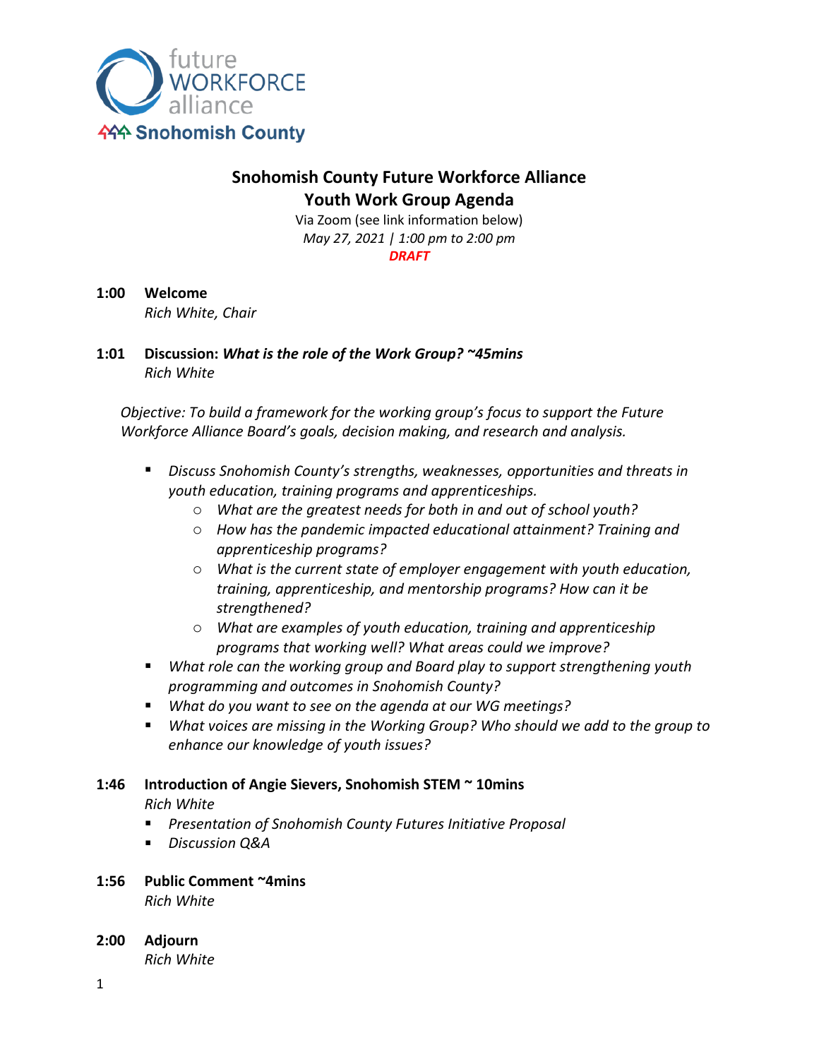future WORKFORCE alliance
Snohomish County

# Snohomish County Future Workforce Alliance
# Youth Work Group Agenda

Via Zoom (see link information below)
*May 27, 2021 | 1:00 pm to 2:00 pm*
***DRAFT***

**1:00 Welcome**
*Rich White, Chair*

**1:01 Discussion: *What is the role of the Work Group? ~45mins***
*Rich White*

*Objective: To build a framework for the working group's focus to support the Future Workforce Alliance Board's goals, decision making, and research and analysis.*

- *Discuss Snohomish County's strengths, weaknesses, opportunities and threats in youth education, training programs and apprenticeships.*
  - *What are the greatest needs for both in and out of school youth?*
  - *How has the pandemic impacted educational attainment? Training and apprenticeship programs?*
  - *What is the current state of employer engagement with youth education, training, apprenticeship, and mentorship programs? How can it be strengthened?*
  - *What are examples of youth education, training and apprenticeship programs that working well? What areas could we improve?*
- *What role can the working group and Board play to support strengthening youth programming and outcomes in Snohomish County?*
- *What do you want to see on the agenda at our WG meetings?*
- *What voices are missing in the Working Group? Who should we add to the group to enhance our knowledge of youth issues?*

**1:46 Introduction of Angie Sievers, Snohomish STEM ~ 10mins**
*Rich White*

- *Presentation of Snohomish County Futures Initiative Proposal*
- *Discussion Q&A*

**1:56 Public Comment ~4mins**
*Rich White*

**2:00 Adjourn**
*Rich White*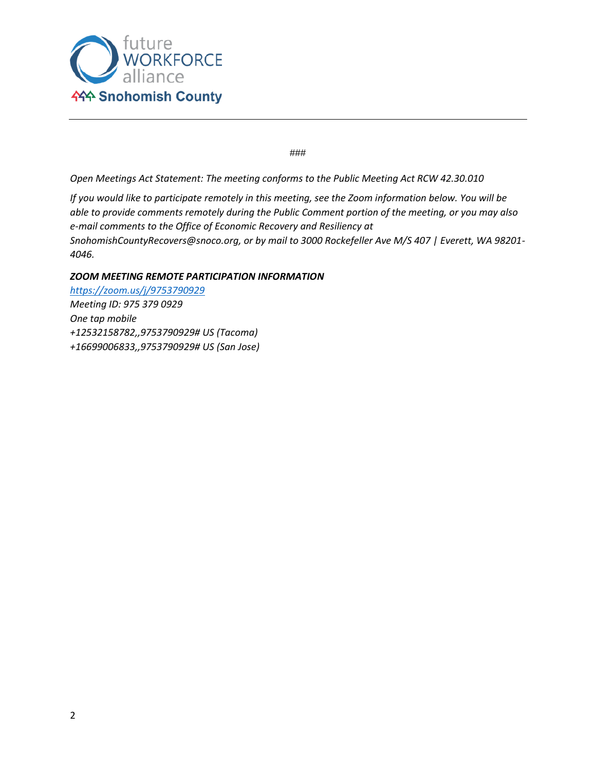###

*Open Meetings Act Statement: The meeting conforms to the Public Meeting Act RCW 42.30.010*

*If you would like to participate remotely in this meeting, see the Zoom information below. You will be able to provide comments remotely during the Public Comment portion of the meeting, or you may also e-mail comments to the Office of Economic Recovery and Resiliency at SnohomishCountyRecovers@snoco.org, or by mail to 3000 Rockefeller Ave M/S 407 | Everett, WA 98201-4046.*

***ZOOM MEETING REMOTE PARTICIPATION INFORMATION***

*https://zoom.us/j/9753790929*  
*Meeting ID: 975 379 0929*  
*One tap mobile*  
*+12532158782,,9753790929# US (Tacoma)*  
*+16699006833,,9753790929# US (San Jose)*